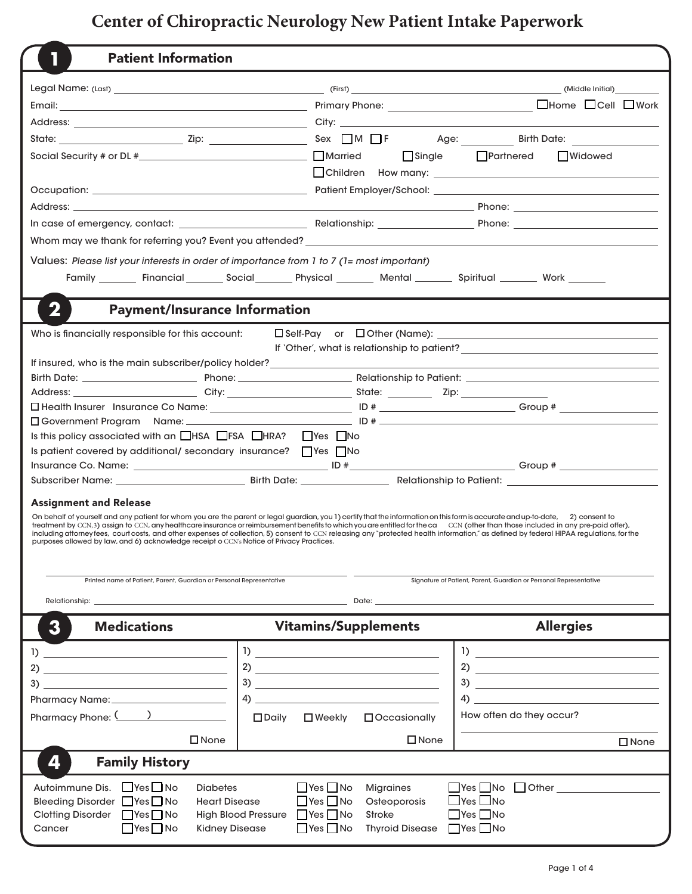# Center of Chiropractic Neurology New Patient Intake Paperwork

## 1 Patient Information

Legal Name: (Last) ______________________ (First) ______________________ (Middle Initial) ________

Email: ______________________ Primary Phone: ______________________ ☐ Home ☐ Cell ☐ Work

Address: ______________________ City: ______________________

State: ____________ Zip: ____________ Sex ☐ M ☐ F Age: ________ Birth Date: ____________

Social Security # or DL # ______________________ ☐ Married ☐ Single ☐ Partnered ☐ Widowed

☐ Children How many: ______________________

Occupation: ______________________ Patient Employer/School: ______________________

Address: ______________________ Phone: ______________________

In case of emergency, contact: ______________________ Relationship: ____________ Phone: ______________________

Whom may we thank for referring you? Event you attended? ______________________

Values: *Please list your interests in order of importance from 1 to 7 (1= most important)*

Family ______ Financial ______ Social ______ Physical ______ Mental ______ Spiritual ______ Work ______

## 2 Payment/Insurance Information

Who is financially responsible for this account: ☐ Self-Pay or ☐ Other (Name): ______________________

If 'Other', what is relationship to patient? ______________________

If insured, who is the main subscriber/policy holder? ______________________

Birth Date: ____________ Phone: ____________ Relationship to Patient: ______________________

Address: ____________ City: ____________ State: ________ Zip: ____________

☐ Health Insurer Insurance Co Name: ______________________ ID # ______________________ Group # ____________

☐ Government Program Name: ______________________ ID # ______________________

Is this policy associated with an ☐ HSA ☐ FSA ☐ HRA? ☐ Yes ☐ No

Is patient covered by additional/ secondary insurance? ☐ Yes ☐ No

Insurance Co. Name: ______________________ ID # ______________________ Group # ____________

Subscriber Name: ______________________ Birth Date: ____________ Relationship to Patient: ______________________

### Assignment and Release

On behalf of yourself and any patient for whom you are the parent or legal guardian, you 1) certify that the information on this form is accurate and up-to-date, 2) consent to treatment by CCN, 3) assign to CCN, any healthcare insurance or reimbursement benefits to which you are entitled for the ca CCN (other than those included in any pre-paid offer), including attorney fees, court costs, and other expenses of collection, 5) consent to CCN releasing any "protected health information," as defined by federal HIPAA regulations, for the purposes allowed by law, and 6) acknowledge receipt o CCN's Notice of Privacy Practices.

______________________ Printed name of Patient, Parent, Guardian or Personal Representative

______________________ Signature of Patient, Parent, Guardian or Personal Representative

Relationship: ______________________ Date: ______________________

## 3 Medications / Vitamins/Supplements / Allergies

| Medications | Vitamins/Supplements | Allergies |
|---|---|---|
| 1) ____________ | 1) ____________ | 1) ____________ |
| 2) ____________ | 2) ____________ | 2) ____________ |
| 3) ____________ | 3) ____________ | 3) ____________ |
| Pharmacy Name: ____________ | 4) ____________ | 4) ____________ |
| Pharmacy Phone: ( ) ____________ | ☐ Daily ☐ Weekly ☐ Occasionally | How often do they occur? ____________ |
| ☐ None | ☐ None | ☐ None |

## 4 Family History

| | | | | | |
|---|---|---|---|---|---|
| Autoimmune Dis. | ☐ Yes ☐ No | Diabetes | ☐ Yes ☐ No | Migraines | ☐ Yes ☐ No ☐ Other ____________ |
| Bleeding Disorder | ☐ Yes ☐ No | Heart Disease | ☐ Yes ☐ No | Osteoporosis | ☐ Yes ☐ No |
| Clotting Disorder | ☐ Yes ☐ No | High Blood Pressure | ☐ Yes ☐ No | Stroke | ☐ Yes ☐ No |
| Cancer | ☐ Yes ☐ No | Kidney Disease | ☐ Yes ☐ No | Thyroid Disease | ☐ Yes ☐ No |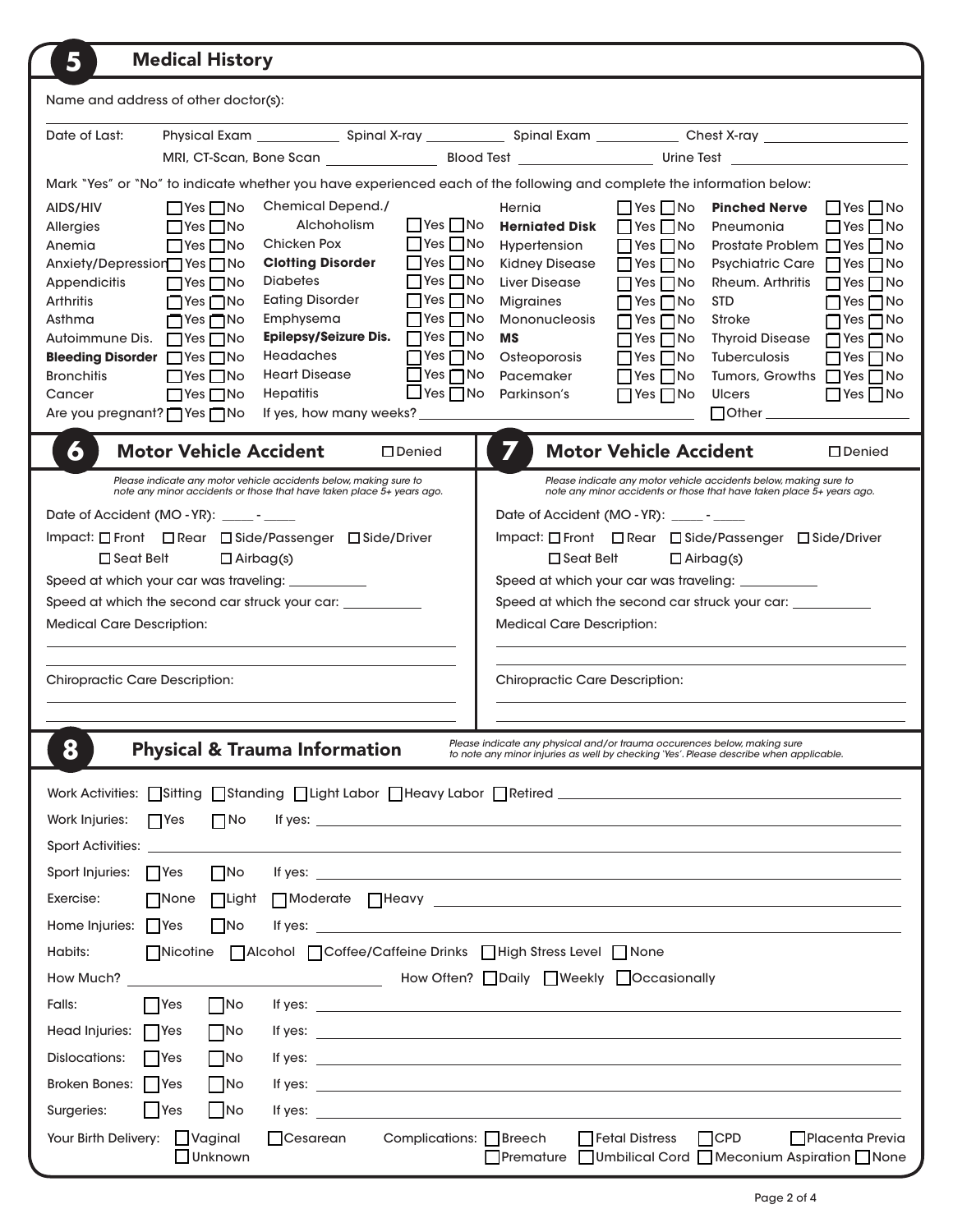## 5 Medical History

Name and address of other doctor(s): ______________________________

Date of Last: Physical Exam __________ Spinal X-ray __________ Spinal Exam __________ Chest X-ray __________

MRI, CT-Scan, Bone Scan __________ Blood Test __________ Urine Test __________

Mark "Yes" or "No" to indicate whether you have experienced each of the following and complete the information below:

| Condition | Yes/No | Condition | Yes/No | Condition | Yes/No | Condition | Yes/No |
|---|---|---|---|---|---|---|---|
| AIDS/HIV | ☐ Yes ☐ No | Chemical Depend./ Alchoholism | ☐ Yes ☐ No | Hernia | ☐ Yes ☐ No | **Pinched Nerve** | ☐ Yes ☐ No |
| Allergies | ☐ Yes ☐ No | Chicken Pox | ☐ Yes ☐ No | **Herniated Disk** | ☐ Yes ☐ No | Pneumonia | ☐ Yes ☐ No |
| Anemia | ☐ Yes ☐ No | **Clotting Disorder** | ☐ Yes ☐ No | Hypertension | ☐ Yes ☐ No | Prostate Problem | ☐ Yes ☐ No |
| Anxiety/Depression | ☐ Yes ☐ No | Diabetes | ☐ Yes ☐ No | Kidney Disease | ☐ Yes ☐ No | Psychiatric Care | ☐ Yes ☐ No |
| Appendicitis | ☐ Yes ☐ No | Eating Disorder | ☐ Yes ☐ No | Liver Disease | ☐ Yes ☐ No | Rheum. Arthritis | ☐ Yes ☐ No |
| Arthritis | ☐ Yes ☐ No | Emphysema | ☐ Yes ☐ No | Migraines | ☐ Yes ☐ No | STD | ☐ Yes ☐ No |
| Asthma | ☐ Yes ☐ No | **Epilepsy/Seizure Dis.** | ☐ Yes ☐ No | Mononucleosis | ☐ Yes ☐ No | Stroke | ☐ Yes ☐ No |
| Autoimmune Dis. | ☐ Yes ☐ No | Headaches | ☐ Yes ☐ No | **MS** | ☐ Yes ☐ No | Thyroid Disease | ☐ Yes ☐ No |
| **Bleeding Disorder** | ☐ Yes ☐ No | Heart Disease | ☐ Yes ☐ No | Osteoporosis | ☐ Yes ☐ No | Tuberculosis | ☐ Yes ☐ No |
| Bronchitis | ☐ Yes ☐ No | Hepatitis | ☐ Yes ☐ No | Pacemaker | ☐ Yes ☐ No | Tumors, Growths | ☐ Yes ☐ No |
| Cancer | ☐ Yes ☐ No | | | Parkinson's | ☐ Yes ☐ No | Ulcers | ☐ Yes ☐ No |

Are you pregnant? ☐ Yes ☐ No If yes, how many weeks? __________ ☐ Other __________

## 6 Motor Vehicle Accident ☐ Denied

*Please indicate any motor vehicle accidents below, making sure to note any minor accidents or those that have taken place 5+ years ago.*

Date of Accident (MO - YR): ____ - ____

Impact: ☐ Front ☐ Rear ☐ Side/Passenger ☐ Side/Driver

☐ Seat Belt ☐ Airbag(s)

Speed at which your car was traveling: __________

Speed at which the second car struck your car: __________

Medical Care Description:

Chiropractic Care Description:

## 7 Motor Vehicle Accident ☐ Denied

*Please indicate any motor vehicle accidents below, making sure to note any minor accidents or those that have taken place 5+ years ago.*

Date of Accident (MO - YR): ____ - ____

Impact: ☐ Front ☐ Rear ☐ Side/Passenger ☐ Side/Driver

☐ Seat Belt ☐ Airbag(s)

Speed at which your car was traveling: __________

Speed at which the second car struck your car: __________

Medical Care Description:

Chiropractic Care Description:

## 8 Physical & Trauma Information

*Please indicate any physical and/or trauma occurences below, making sure to note any minor injuries as well by checking 'Yes'. Please describe when applicable.*

Work Activities: ☐ Sitting ☐ Standing ☐ Light Labor ☐ Heavy Labor ☐ Retired __________

Work Injuries: ☐ Yes ☐ No If yes: __________

Sport Activities: __________

Sport Injuries: ☐ Yes ☐ No If yes: __________

Exercise: ☐ None ☐ Light ☐ Moderate ☐ Heavy __________

Home Injuries: ☐ Yes ☐ No If yes: __________

Habits: ☐ Nicotine ☐ Alcohol ☐ Coffee/Caffeine Drinks ☐ High Stress Level ☐ None

How Much? __________ How Often? ☐ Daily ☐ Weekly ☐ Occasionally

Falls: ☐ Yes ☐ No If yes: __________

Head Injuries: ☐ Yes ☐ No If yes: __________

Dislocations: ☐ Yes ☐ No If yes: __________

Broken Bones: ☐ Yes ☐ No If yes: __________

Surgeries: ☐ Yes ☐ No If yes: __________

Your Birth Delivery: ☐ Vaginal ☐ Cesarean ☐ Unknown

Complications: ☐ Breech ☐ Fetal Distress ☐ CPD ☐ Placenta Previa ☐ Premature ☐ Umbilical Cord ☐ Meconium Aspiration ☐ None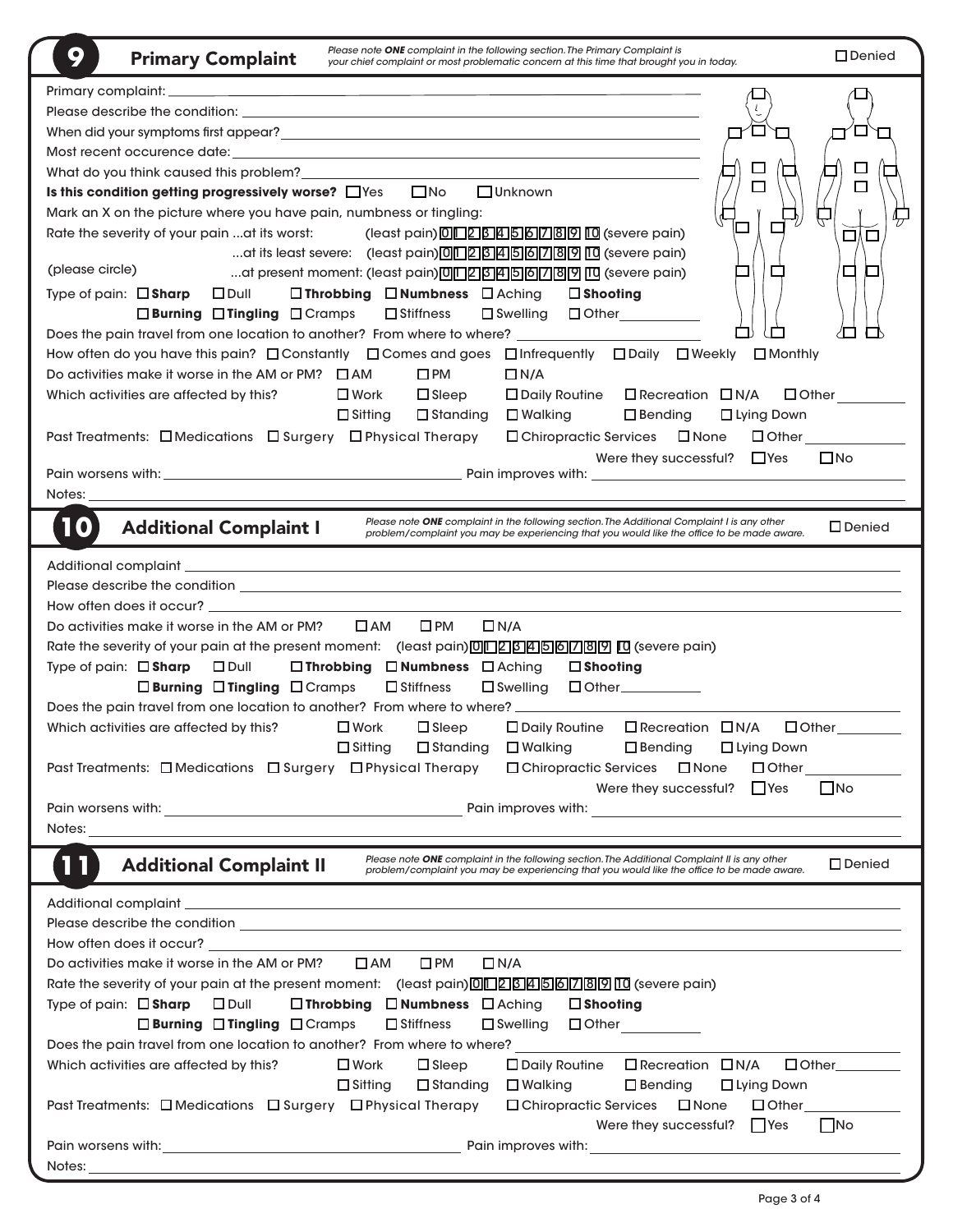## 9 Primary Complaint

*Please note **ONE** complaint in the following section. The Primary Complaint is your chief complaint or most problematic concern at this time that brought you in today.*

☐ Denied

Primary complaint: ______________________________

Please describe the condition: ______________________________

When did your symptoms first appear? ______________________________

Most recent occurence date: ______________________________

What do you think caused this problem? ______________________________

**Is this condition getting progressively worse?** ☐ Yes ☐ No ☐ Unknown

Mark an X on the picture where you have pain, numbness or tingling:

Rate the severity of your pain ...at its worst: (least pain) 0 1 2 3 4 5 6 7 8 9 10 (severe pain)

...at its least severe: (least pain) 0 1 2 3 4 5 6 7 8 9 10 (severe pain)

(please circle) ...at present moment: (least pain) 0 1 2 3 4 5 6 7 8 9 10 (severe pain)

Type of pain: ☐ **Sharp** ☐ Dull ☐ **Throbbing** ☐ **Numbness** ☐ Aching ☐ **Shooting** ☐ **Burning** ☐ **Tingling** ☐ Cramps ☐ Stiffness ☐ Swelling ☐ Other__________

Does the pain travel from one location to another? From where to where? ______________________________

How often do you have this pain? ☐ Constantly ☐ Comes and goes ☐ Infrequently ☐ Daily ☐ Weekly ☐ Monthly

Do activities make it worse in the AM or PM? ☐ AM ☐ PM ☐ N/A

Which activities are affected by this? ☐ Work ☐ Sleep ☐ Daily Routine ☐ Recreation ☐ N/A ☐ Other__________ ☐ Sitting ☐ Standing ☐ Walking ☐ Bending ☐ Lying Down

Past Treatments: ☐ Medications ☐ Surgery ☐ Physical Therapy ☐ Chiropractic Services ☐ None ☐ Other__________

Were they successful? ☐ Yes ☐ No

Pain worsens with: ______________________________ Pain improves with: ______________________________

Notes: ______________________________

## 10 Additional Complaint I

*Please note **ONE** complaint in the following section. The Additional Complaint I is any other problem/complaint you may be experiencing that you would like the office to be made aware.*

☐ Denied

Additional complaint ______________________________

Please describe the condition ______________________________

How often does it occur? ______________________________

Do activities make it worse in the AM or PM? ☐ AM ☐ PM ☐ N/A

Rate the severity of your pain at the present moment: (least pain) 0 1 2 3 4 5 6 7 8 9 10 (severe pain)

Type of pain: ☐ **Sharp** ☐ Dull ☐ **Throbbing** ☐ **Numbness** ☐ Aching ☐ **Shooting** ☐ **Burning** ☐ **Tingling** ☐ Cramps ☐ Stiffness ☐ Swelling ☐ Other__________

Does the pain travel from one location to another? From where to where? ______________________________

Which activities are affected by this? ☐ Work ☐ Sleep ☐ Daily Routine ☐ Recreation ☐ N/A ☐ Other__________ ☐ Sitting ☐ Standing ☐ Walking ☐ Bending ☐ Lying Down

Past Treatments: ☐ Medications ☐ Surgery ☐ Physical Therapy ☐ Chiropractic Services ☐ None ☐ Other__________

Were they successful? ☐ Yes ☐ No

Pain worsens with: ______________________________ Pain improves with: ______________________________

Notes: ______________________________

## 11 Additional Complaint II

*Please note **ONE** complaint in the following section. The Additional Complaint II is any other problem/complaint you may be experiencing that you would like the office to be made aware.*

☐ Denied

Additional complaint ______________________________

Please describe the condition ______________________________

How often does it occur? ______________________________

Do activities make it worse in the AM or PM? ☐ AM ☐ PM ☐ N/A

Rate the severity of your pain at the present moment: (least pain) 0 1 2 3 4 5 6 7 8 9 10 (severe pain)

Type of pain: ☐ **Sharp** ☐ Dull ☐ **Throbbing** ☐ **Numbness** ☐ Aching ☐ **Shooting** ☐ **Burning** ☐ **Tingling** ☐ Cramps ☐ Stiffness ☐ Swelling ☐ Other__________

Does the pain travel from one location to another? From where to where? ______________________________

Which activities are affected by this? ☐ Work ☐ Sleep ☐ Daily Routine ☐ Recreation ☐ N/A ☐ Other__________ ☐ Sitting ☐ Standing ☐ Walking ☐ Bending ☐ Lying Down

Past Treatments: ☐ Medications ☐ Surgery ☐ Physical Therapy ☐ Chiropractic Services ☐ None ☐ Other__________

Were they successful? ☐ Yes ☐ No

Pain worsens with: ______________________________ Pain improves with: ______________________________

Notes: ______________________________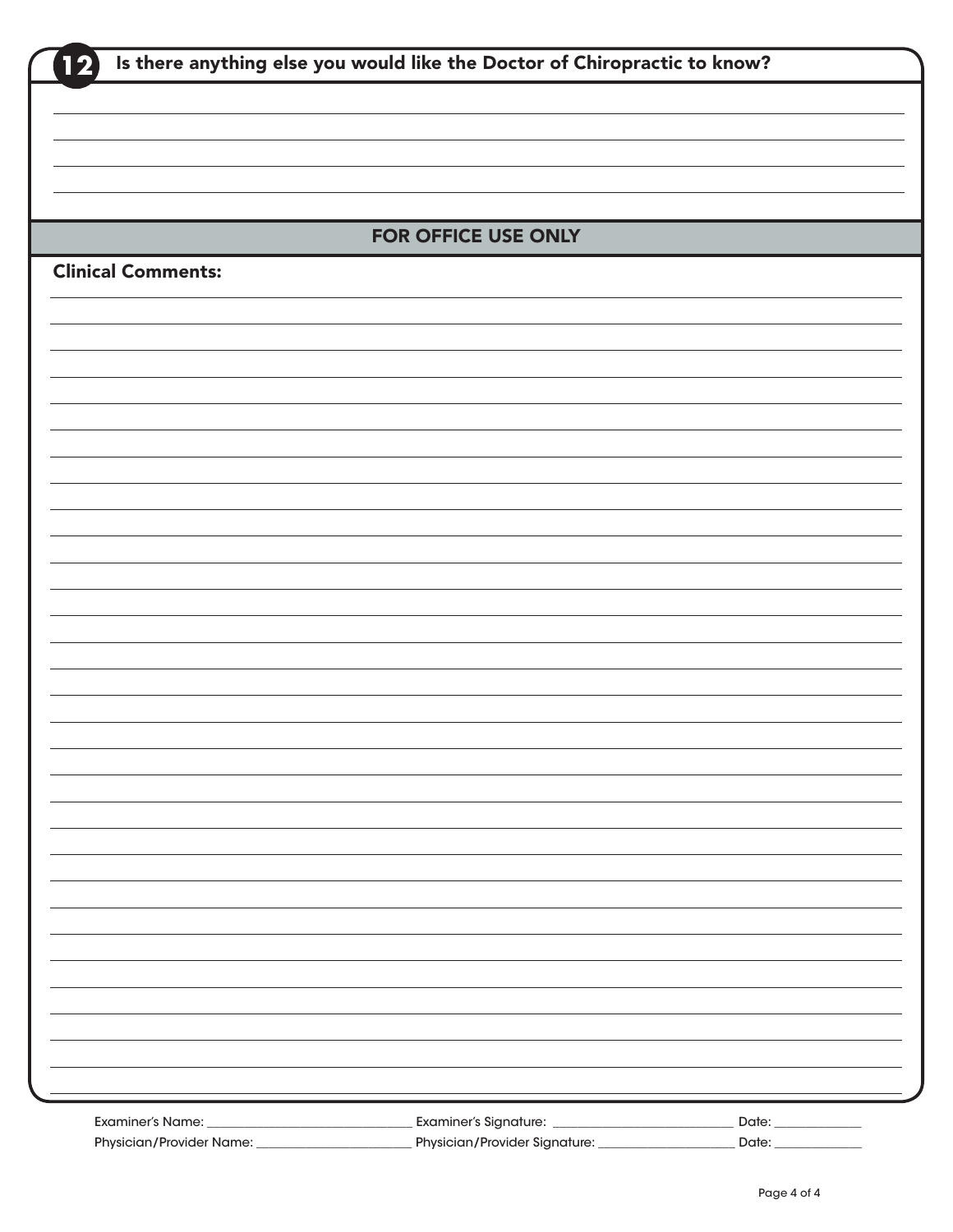## 12 Is there anything else you would like the Doctor of Chiropractic to know?

## FOR OFFICE USE ONLY

**Clinical Comments:**

Examiner's Name: ______________________ Examiner's Signature: ______________________ Date: ____________

Physician/Provider Name: ______________________ Physician/Provider Signature: ______________________ Date: ____________